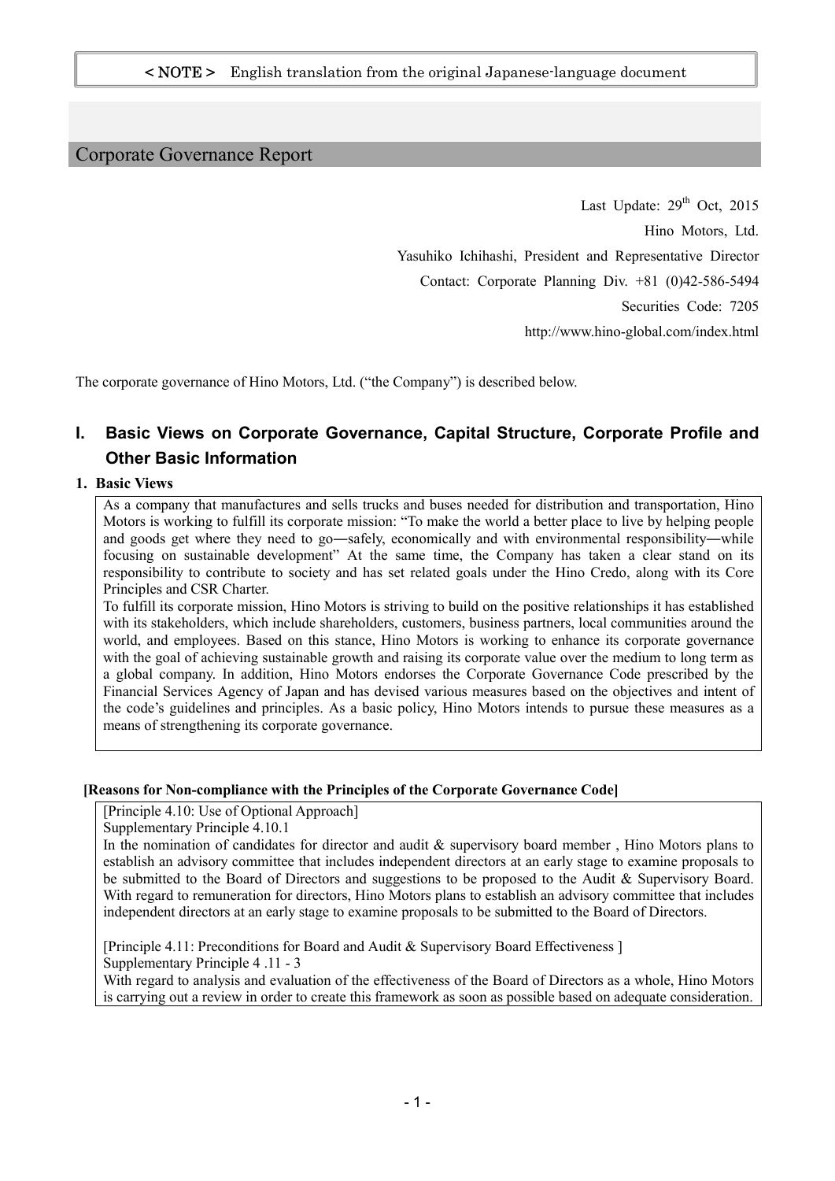< NOTE > English translation from the original Japanese-language document

# Corporate Governance Report

Last Update: 29th Oct, 2015

Hino Motors, Ltd.

Yasuhiko Ichihashi, President and Representative Director

Contact: Corporate Planning Div. +81 (0)42-586-5494

Securities Code: 7205

http://www.hino-global.com/index.html

The corporate governance of Hino Motors, Ltd. ("the Company") is described below.

## I. Basic Views on Corporate Governance, Capital Structure, Corporate Profile and Other Basic Information

### 1. Basic Views

As a company that manufactures and sells trucks and buses needed for distribution and transportation, Hino Motors is working to fulfill its corporate mission: "To make the world a better place to live by helping people and goods get where they need to go―safely, economically and with environmental responsibility―while focusing on sustainable development" At the same time, the Company has taken a clear stand on its responsibility to contribute to society and has set related goals under the Hino Credo, along with its Core Principles and CSR Charter.

To fulfill its corporate mission, Hino Motors is striving to build on the positive relationships it has established with its stakeholders, which include shareholders, customers, business partners, local communities around the world, and employees. Based on this stance, Hino Motors is working to enhance its corporate governance with the goal of achieving sustainable growth and raising its corporate value over the medium to long term as a global company. In addition, Hino Motors endorses the Corporate Governance Code prescribed by the Financial Services Agency of Japan and has devised various measures based on the objectives and intent of the code's guidelines and principles. As a basic policy, Hino Motors intends to pursue these measures as a means of strengthening its corporate governance.

**[Reasons for Non-compliance with the Principles of the Corporate Governance Code]**

[Principle 4.10: Use of Optional Approach]

Supplementary Principle 4.10.1

In the nomination of candidates for director and audit & supervisory board member , Hino Motors plans to establish an advisory committee that includes independent directors at an early stage to examine proposals to be submitted to the Board of Directors and suggestions to be proposed to the Audit & Supervisory Board. With regard to remuneration for directors, Hino Motors plans to establish an advisory committee that includes independent directors at an early stage to examine proposals to be submitted to the Board of Directors.

[Principle 4.11: Preconditions for Board and Audit & Supervisory Board Effectiveness ]

Supplementary Principle 4 .11 - 3

With regard to analysis and evaluation of the effectiveness of the Board of Directors as a whole, Hino Motors is carrying out a review in order to create this framework as soon as possible based on adequate consideration.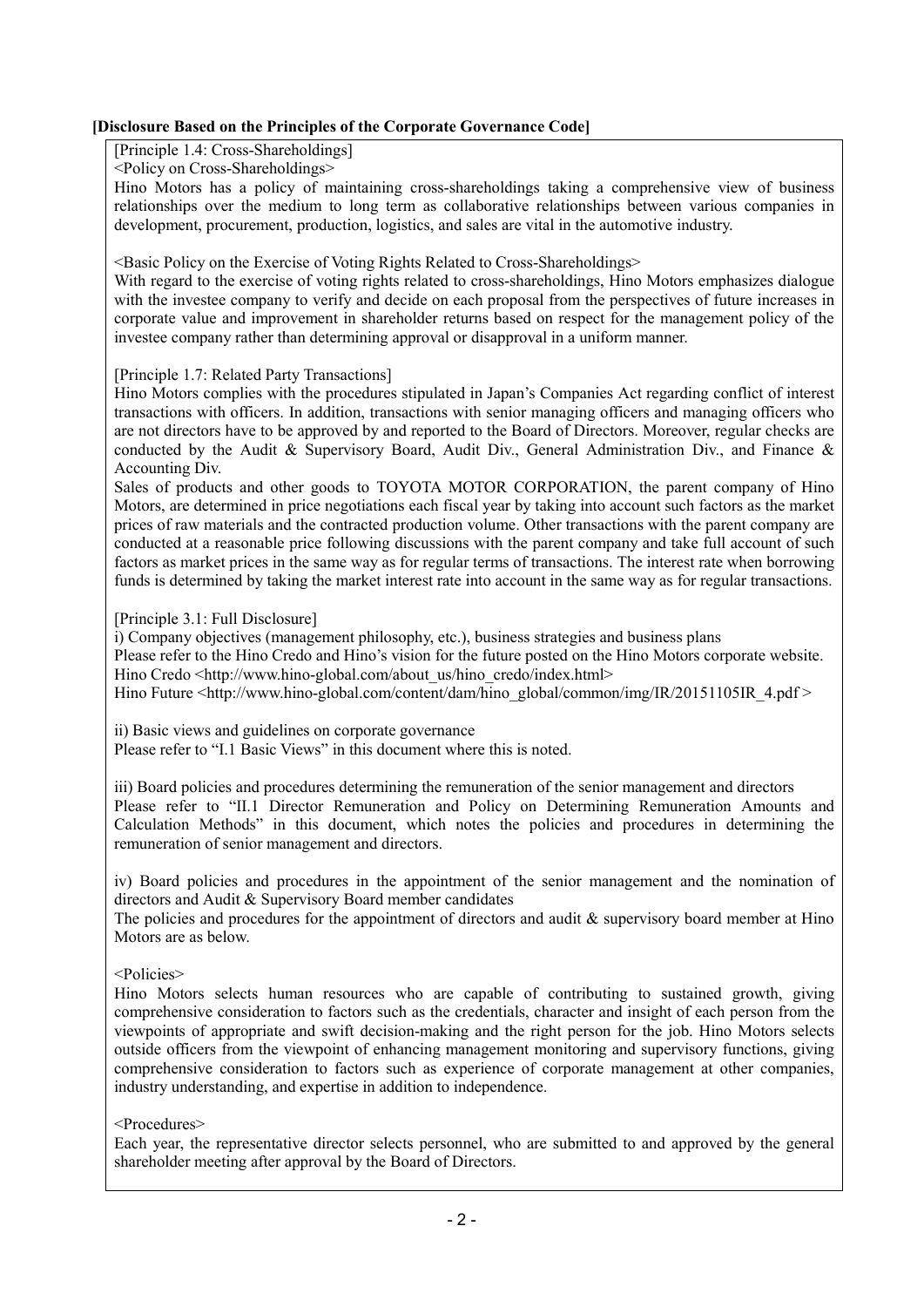**[Disclosure Based on the Principles of the Corporate Governance Code]**

[Principle 1.4: Cross-Shareholdings]

<Policy on Cross-Shareholdings>

Hino Motors has a policy of maintaining cross-shareholdings taking a comprehensive view of business relationships over the medium to long term as collaborative relationships between various companies in development, procurement, production, logistics, and sales are vital in the automotive industry.

<Basic Policy on the Exercise of Voting Rights Related to Cross-Shareholdings>

With regard to the exercise of voting rights related to cross-shareholdings, Hino Motors emphasizes dialogue with the investee company to verify and decide on each proposal from the perspectives of future increases in corporate value and improvement in shareholder returns based on respect for the management policy of the investee company rather than determining approval or disapproval in a uniform manner.

[Principle 1.7: Related Party Transactions]

Hino Motors complies with the procedures stipulated in Japan's Companies Act regarding conflict of interest transactions with officers. In addition, transactions with senior managing officers and managing officers who are not directors have to be approved by and reported to the Board of Directors. Moreover, regular checks are conducted by the Audit & Supervisory Board, Audit Div., General Administration Div., and Finance & Accounting Div.

Sales of products and other goods to TOYOTA MOTOR CORPORATION, the parent company of Hino Motors, are determined in price negotiations each fiscal year by taking into account such factors as the market prices of raw materials and the contracted production volume. Other transactions with the parent company are conducted at a reasonable price following discussions with the parent company and take full account of such factors as market prices in the same way as for regular terms of transactions. The interest rate when borrowing funds is determined by taking the market interest rate into account in the same way as for regular transactions.

[Principle 3.1: Full Disclosure]

i) Company objectives (management philosophy, etc.), business strategies and business plans

Please refer to the Hino Credo and Hino's vision for the future posted on the Hino Motors corporate website.

Hino Credo <http://www.hino-global.com/about_us/hino_credo/index.html>

Hino Future <http://www.hino-global.com/content/dam/hino_global/common/img/IR/20151105IR_4.pdf >

ii) Basic views and guidelines on corporate governance

Please refer to "I.1 Basic Views" in this document where this is noted.

iii) Board policies and procedures determining the remuneration of the senior management and directors

Please refer to "II.1 Director Remuneration and Policy on Determining Remuneration Amounts and Calculation Methods" in this document, which notes the policies and procedures in determining the remuneration of senior management and directors.

iv) Board policies and procedures in the appointment of the senior management and the nomination of directors and Audit & Supervisory Board member candidates

The policies and procedures for the appointment of directors and audit & supervisory board member at Hino Motors are as below.

<Policies>

Hino Motors selects human resources who are capable of contributing to sustained growth, giving comprehensive consideration to factors such as the credentials, character and insight of each person from the viewpoints of appropriate and swift decision-making and the right person for the job. Hino Motors selects outside officers from the viewpoint of enhancing management monitoring and supervisory functions, giving comprehensive consideration to factors such as experience of corporate management at other companies, industry understanding, and expertise in addition to independence.

<Procedures>

Each year, the representative director selects personnel, who are submitted to and approved by the general shareholder meeting after approval by the Board of Directors.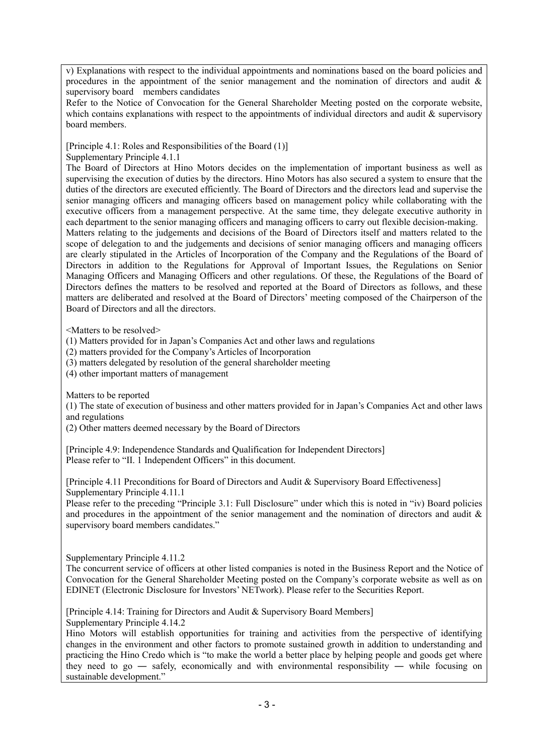v) Explanations with respect to the individual appointments and nominations based on the board policies and procedures in the appointment of the senior management and the nomination of directors and audit & supervisory board members candidates

Refer to the Notice of Convocation for the General Shareholder Meeting posted on the corporate website, which contains explanations with respect to the appointments of individual directors and audit & supervisory board members.

[Principle 4.1: Roles and Responsibilities of the Board (1)]

Supplementary Principle 4.1.1

The Board of Directors at Hino Motors decides on the implementation of important business as well as supervising the execution of duties by the directors. Hino Motors has also secured a system to ensure that the duties of the directors are executed efficiently. The Board of Directors and the directors lead and supervise the senior managing officers and managing officers based on management policy while collaborating with the executive officers from a management perspective. At the same time, they delegate executive authority in each department to the senior managing officers and managing officers to carry out flexible decision-making.

Matters relating to the judgements and decisions of the Board of Directors itself and matters related to the scope of delegation to and the judgements and decisions of senior managing officers and managing officers are clearly stipulated in the Articles of Incorporation of the Company and the Regulations of the Board of Directors in addition to the Regulations for Approval of Important Issues, the Regulations on Senior Managing Officers and Managing Officers and other regulations. Of these, the Regulations of the Board of Directors defines the matters to be resolved and reported at the Board of Directors as follows, and these matters are deliberated and resolved at the Board of Directors' meeting composed of the Chairperson of the Board of Directors and all the directors.

<Matters to be resolved>

(1) Matters provided for in Japan's Companies Act and other laws and regulations

(2) matters provided for the Company's Articles of Incorporation

(3) matters delegated by resolution of the general shareholder meeting

(4) other important matters of management

Matters to be reported

(1) The state of execution of business and other matters provided for in Japan's Companies Act and other laws and regulations

(2) Other matters deemed necessary by the Board of Directors

[Principle 4.9: Independence Standards and Qualification for Independent Directors]

Please refer to "II. 1 Independent Officers" in this document.

[Principle 4.11 Preconditions for Board of Directors and Audit & Supervisory Board Effectiveness]

Supplementary Principle 4.11.1

Please refer to the preceding "Principle 3.1: Full Disclosure" under which this is noted in "iv) Board policies and procedures in the appointment of the senior management and the nomination of directors and audit & supervisory board members candidates."

Supplementary Principle 4.11.2

The concurrent service of officers at other listed companies is noted in the Business Report and the Notice of Convocation for the General Shareholder Meeting posted on the Company's corporate website as well as on EDINET (Electronic Disclosure for Investors' NETwork). Please refer to the Securities Report.

[Principle 4.14: Training for Directors and Audit & Supervisory Board Members]

Supplementary Principle 4.14.2

Hino Motors will establish opportunities for training and activities from the perspective of identifying changes in the environment and other factors to promote sustained growth in addition to understanding and practicing the Hino Credo which is "to make the world a better place by helping people and goods get where they need to go ― safely, economically and with environmental responsibility ― while focusing on sustainable development."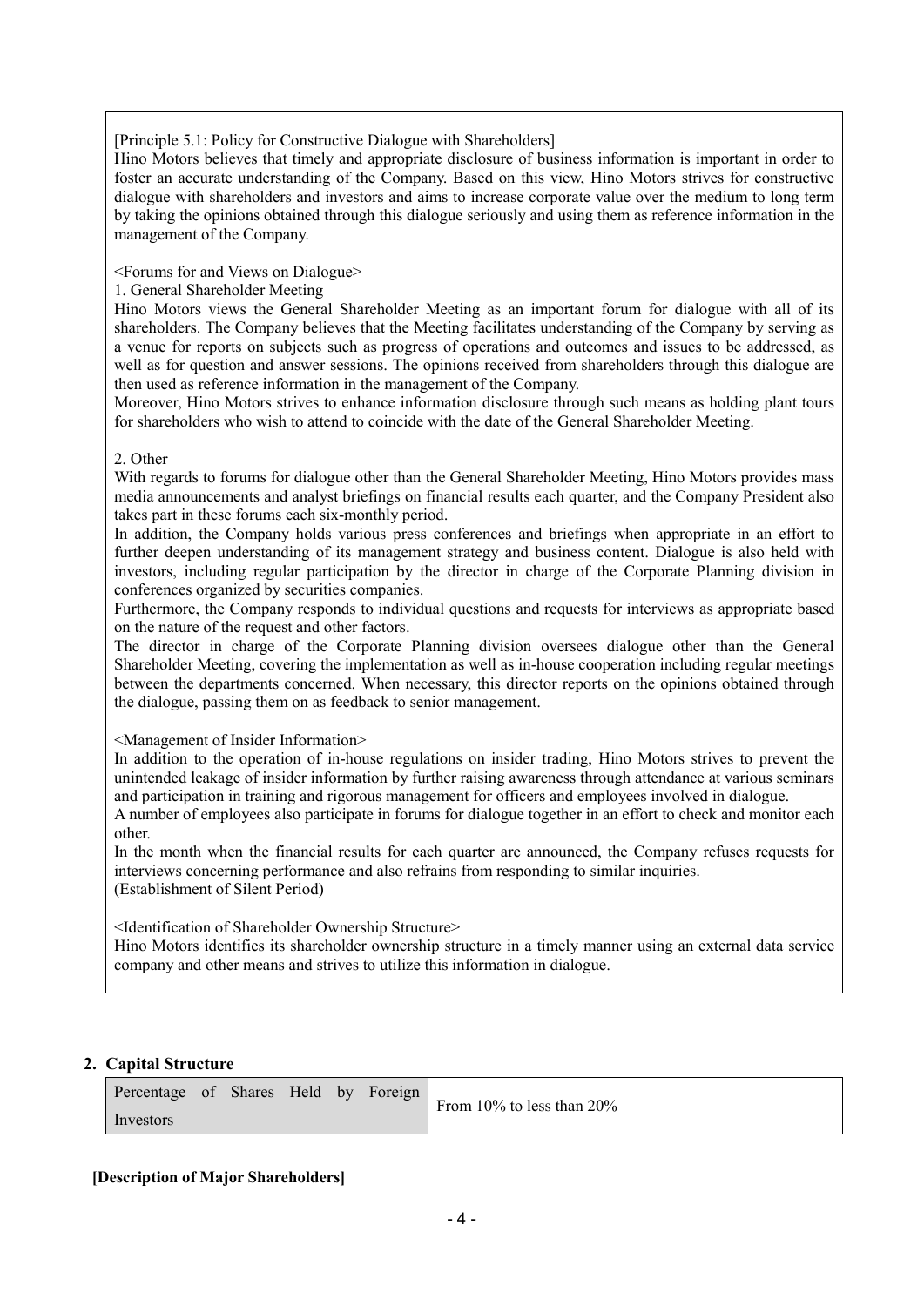[Principle 5.1: Policy for Constructive Dialogue with Shareholders]

Hino Motors believes that timely and appropriate disclosure of business information is important in order to foster an accurate understanding of the Company. Based on this view, Hino Motors strives for constructive dialogue with shareholders and investors and aims to increase corporate value over the medium to long term by taking the opinions obtained through this dialogue seriously and using them as reference information in the management of the Company.

<Forums for and Views on Dialogue>

1. General Shareholder Meeting

Hino Motors views the General Shareholder Meeting as an important forum for dialogue with all of its shareholders. The Company believes that the Meeting facilitates understanding of the Company by serving as a venue for reports on subjects such as progress of operations and outcomes and issues to be addressed, as well as for question and answer sessions. The opinions received from shareholders through this dialogue are then used as reference information in the management of the Company.

Moreover, Hino Motors strives to enhance information disclosure through such means as holding plant tours for shareholders who wish to attend to coincide with the date of the General Shareholder Meeting.

2. Other

With regards to forums for dialogue other than the General Shareholder Meeting, Hino Motors provides mass media announcements and analyst briefings on financial results each quarter, and the Company President also takes part in these forums each six-monthly period.

In addition, the Company holds various press conferences and briefings when appropriate in an effort to further deepen understanding of its management strategy and business content. Dialogue is also held with investors, including regular participation by the director in charge of the Corporate Planning division in conferences organized by securities companies.

Furthermore, the Company responds to individual questions and requests for interviews as appropriate based on the nature of the request and other factors.

The director in charge of the Corporate Planning division oversees dialogue other than the General Shareholder Meeting, covering the implementation as well as in-house cooperation including regular meetings between the departments concerned. When necessary, this director reports on the opinions obtained through the dialogue, passing them on as feedback to senior management.

<Management of Insider Information>

In addition to the operation of in-house regulations on insider trading, Hino Motors strives to prevent the unintended leakage of insider information by further raising awareness through attendance at various seminars and participation in training and rigorous management for officers and employees involved in dialogue.

A number of employees also participate in forums for dialogue together in an effort to check and monitor each other.

In the month when the financial results for each quarter are announced, the Company refuses requests for interviews concerning performance and also refrains from responding to similar inquiries.
(Establishment of Silent Period)

<Identification of Shareholder Ownership Structure>

Hino Motors identifies its shareholder ownership structure in a timely manner using an external data service company and other means and strives to utilize this information in dialogue.

## 2. Capital Structure

| Percentage of Shares Held by Foreign Investors | From 10% to less than 20% |
|---|---|

**[Description of Major Shareholders]**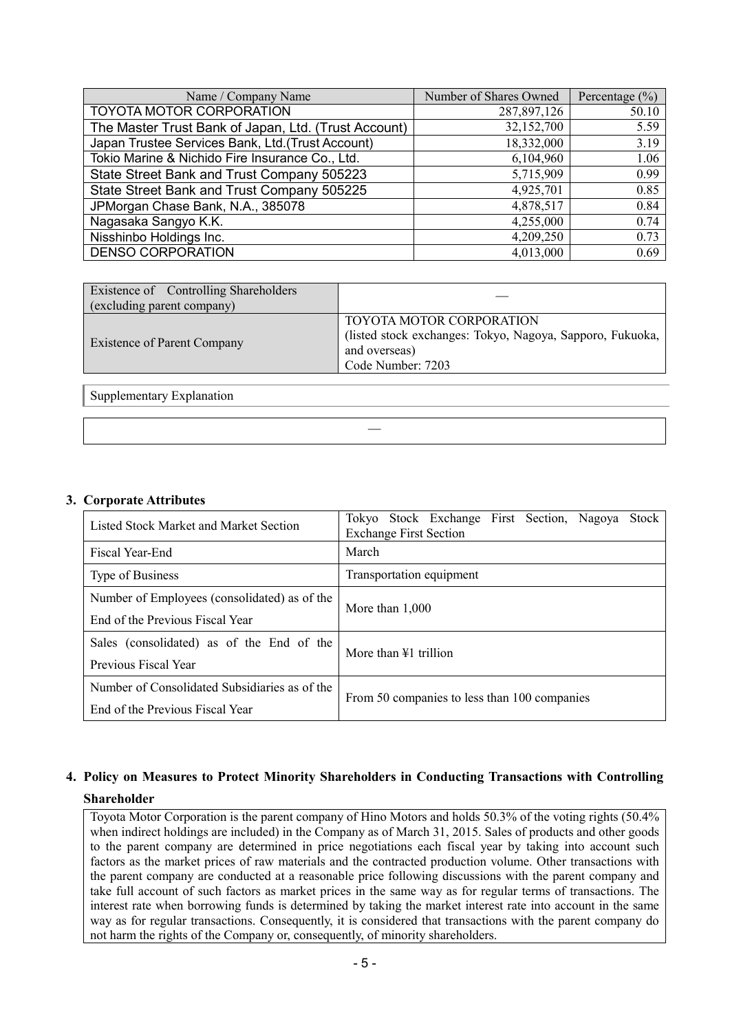| Name / Company Name | Number of Shares Owned | Percentage (%) |
| --- | --- | --- |
| TOYOTA MOTOR CORPORATION | 287,897,126 | 50.10 |
| The Master Trust Bank of Japan, Ltd. (Trust Account) | 32,152,700 | 5.59 |
| Japan Trustee Services Bank, Ltd.(Trust Account) | 18,332,000 | 3.19 |
| Tokio Marine & Nichido Fire Insurance Co., Ltd. | 6,104,960 | 1.06 |
| State Street Bank and Trust Company 505223 | 5,715,909 | 0.99 |
| State Street Bank and Trust Company 505225 | 4,925,701 | 0.85 |
| JPMorgan Chase Bank, N.A., 385078 | 4,878,517 | 0.84 |
| Nagasaka Sangyo K.K. | 4,255,000 | 0.74 |
| Nisshinbo Holdings Inc. | 4,209,250 | 0.73 |
| DENSO CORPORATION | 4,013,000 | 0.69 |

| Existence of Controlling Shareholders (excluding parent company) | — |
| --- | --- |
| Existence of Parent Company | TOYOTA MOTOR CORPORATION (listed stock exchanges: Tokyo, Nagoya, Sapporo, Fukuoka, and overseas) Code Number: 7203 |

Supplementary Explanation

—

### 3. Corporate Attributes

| Listed Stock Market and Market Section | Tokyo Stock Exchange First Section, Nagoya Stock Exchange First Section |
| --- | --- |
| Fiscal Year-End | March |
| Type of Business | Transportation equipment |
| Number of Employees (consolidated) as of the End of the Previous Fiscal Year | More than 1,000 |
| Sales (consolidated) as of the End of the Previous Fiscal Year | More than ¥1 trillion |
| Number of Consolidated Subsidiaries as of the End of the Previous Fiscal Year | From 50 companies to less than 100 companies |

### 4. Policy on Measures to Protect Minority Shareholders in Conducting Transactions with Controlling Shareholder

Toyota Motor Corporation is the parent company of Hino Motors and holds 50.3% of the voting rights (50.4% when indirect holdings are included) in the Company as of March 31, 2015. Sales of products and other goods to the parent company are determined in price negotiations each fiscal year by taking into account such factors as the market prices of raw materials and the contracted production volume. Other transactions with the parent company are conducted at a reasonable price following discussions with the parent company and take full account of such factors as market prices in the same way as for regular terms of transactions. The interest rate when borrowing funds is determined by taking the market interest rate into account in the same way as for regular transactions. Consequently, it is considered that transactions with the parent company do not harm the rights of the Company or, consequently, of minority shareholders.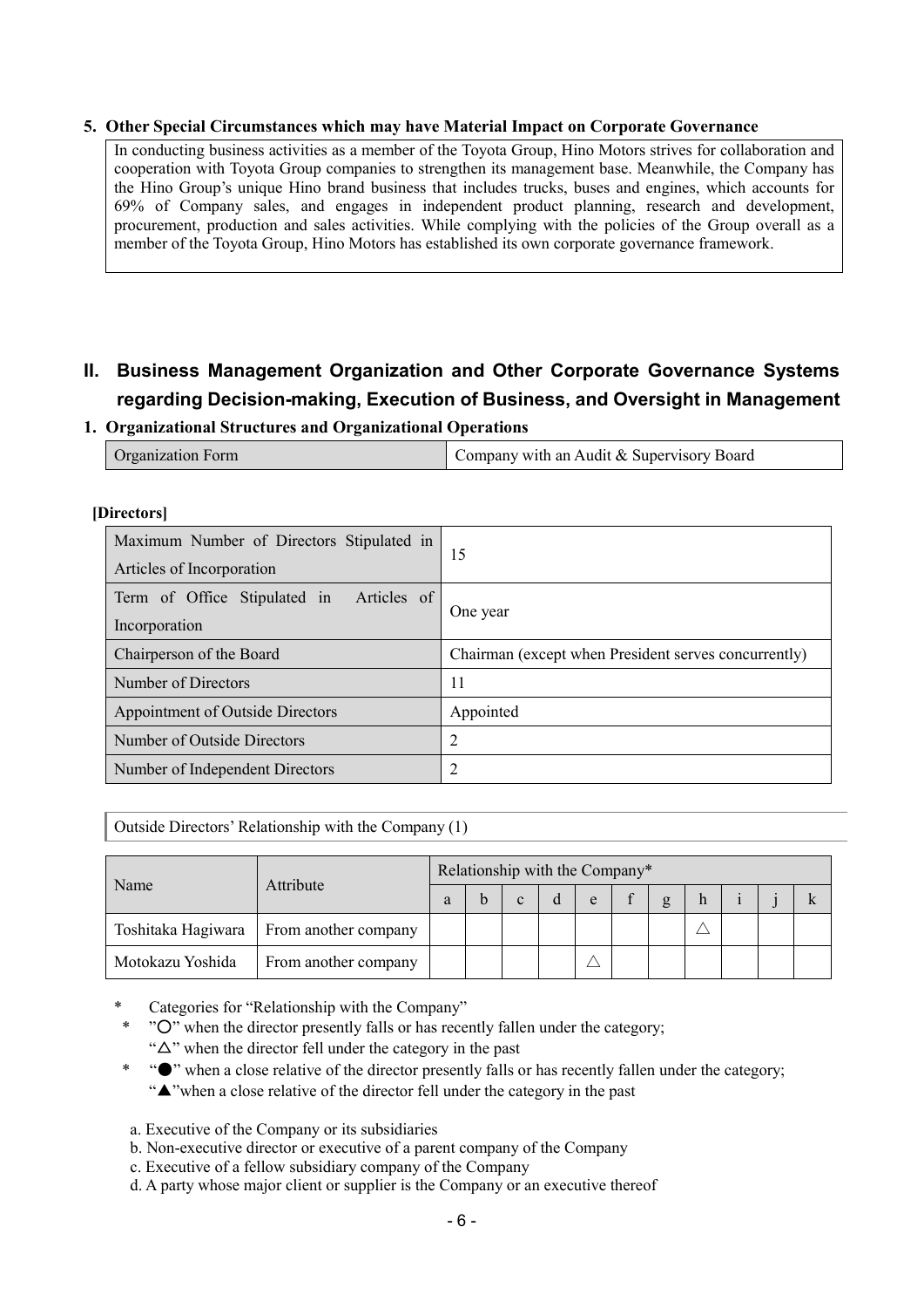### 5. Other Special Circumstances which may have Material Impact on Corporate Governance

In conducting business activities as a member of the Toyota Group, Hino Motors strives for collaboration and cooperation with Toyota Group companies to strengthen its management base. Meanwhile, the Company has the Hino Group's unique Hino brand business that includes trucks, buses and engines, which accounts for 69% of Company sales, and engages in independent product planning, research and development, procurement, production and sales activities. While complying with the policies of the Group overall as a member of the Toyota Group, Hino Motors has established its own corporate governance framework.

## II. Business Management Organization and Other Corporate Governance Systems regarding Decision-making, Execution of Business, and Oversight in Management

### 1. Organizational Structures and Organizational Operations

| Organization Form | Company with an Audit & Supervisory Board |
|---|---|

**[Directors]**

| Maximum Number of Directors Stipulated in Articles of Incorporation | 15 |
|---|---|
| Term of Office Stipulated in Articles of Incorporation | One year |
| Chairperson of the Board | Chairman (except when President serves concurrently) |
| Number of Directors | 11 |
| Appointment of Outside Directors | Appointed |
| Number of Outside Directors | 2 |
| Number of Independent Directors | 2 |

Outside Directors' Relationship with the Company (1)

| Name | Attribute | Relationship with the Company* | | | | | | | | | | |
|---|---|---|---|---|---|---|---|---|---|---|---|---|
| | | a | b | c | d | e | f | g | h | i | j | k |
| Toshitaka Hagiwara | From another company | | | | | | | | △ | | | |
| Motokazu Yoshida | From another company | | | | | △ | | | | | | |

\* Categories for "Relationship with the Company"

\* "○" when the director presently falls or has recently fallen under the category;
"△" when the director fell under the category in the past

\* "●" when a close relative of the director presently falls or has recently fallen under the category;
"▲"when a close relative of the director fell under the category in the past

a. Executive of the Company or its subsidiaries
b. Non-executive director or executive of a parent company of the Company
c. Executive of a fellow subsidiary company of the Company
d. A party whose major client or supplier is the Company or an executive thereof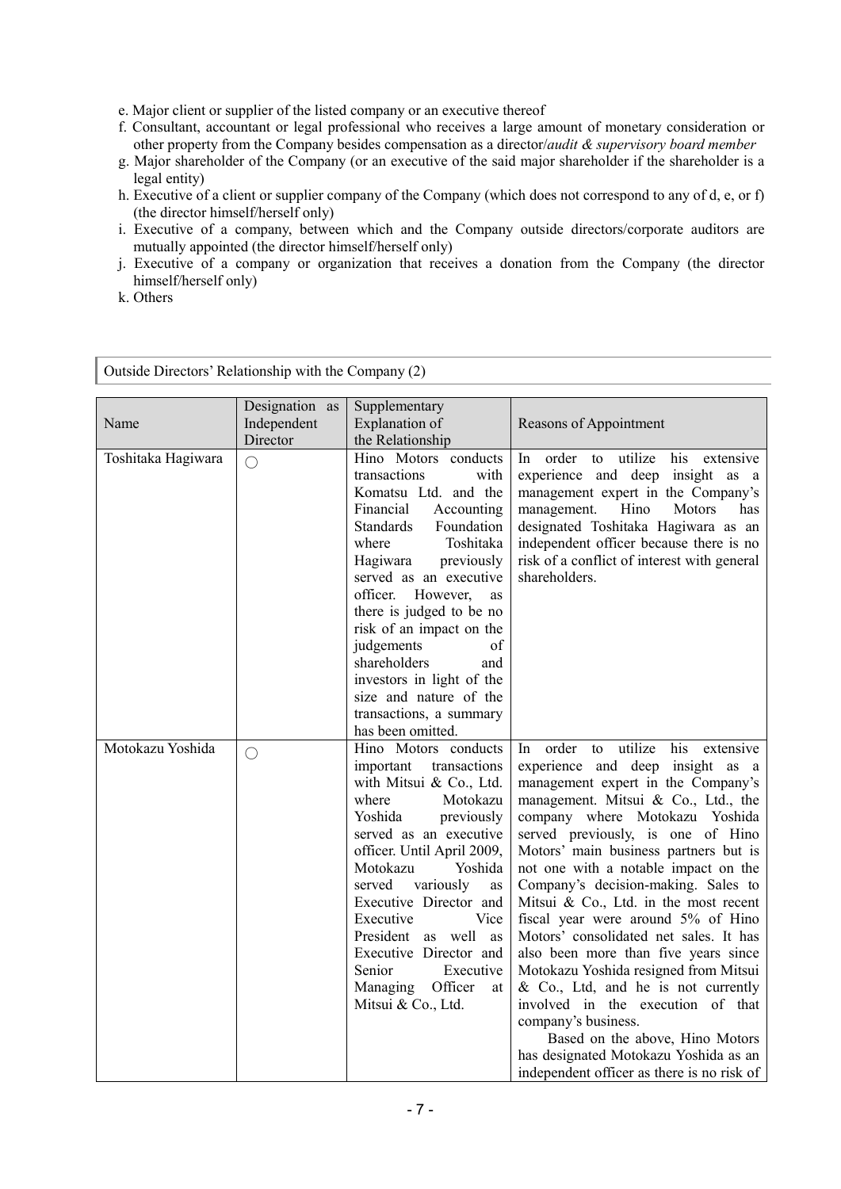e. Major client or supplier of the listed company or an executive thereof
f. Consultant, accountant or legal professional who receives a large amount of monetary consideration or other property from the Company besides compensation as a director/*audit & supervisory board member*
g. Major shareholder of the Company (or an executive of the said major shareholder if the shareholder is a legal entity)
h. Executive of a client or supplier company of the Company (which does not correspond to any of d, e, or f) (the director himself/herself only)
i. Executive of a company, between which and the Company outside directors/corporate auditors are mutually appointed (the director himself/herself only)
j. Executive of a company or organization that receives a donation from the Company (the director himself/herself only)
k. Others

Outside Directors' Relationship with the Company (2)

| Name | Designation as Independent Director | Supplementary Explanation of the Relationship | Reasons of Appointment |
|---|---|---|---|
| Toshitaka Hagiwara | ○ | Hino Motors conducts transactions with Komatsu Ltd. and the Financial Accounting Standards Foundation where Toshitaka Hagiwara previously served as an executive officer. However, as there is judged to be no risk of an impact on the judgements of shareholders and investors in light of the size and nature of the transactions, a summary has been omitted. | In order to utilize his extensive experience and deep insight as a management expert in the Company's management. Hino Motors has designated Toshitaka Hagiwara as an independent officer because there is no risk of a conflict of interest with general shareholders. |
| Motokazu Yoshida | ○ | Hino Motors conducts important transactions with Mitsui & Co., Ltd. where Motokazu Yoshida previously served as an executive officer. Until April 2009, Motokazu Yoshida served variously as Executive Director and Executive Vice President as well as Executive Director and Senior Executive Managing Officer at Mitsui & Co., Ltd. | In order to utilize his extensive experience and deep insight as a management expert in the Company's management. Mitsui & Co., Ltd., the company where Motokazu Yoshida served previously, is one of Hino Motors' main business partners but is not one with a notable impact on the Company's decision-making. Sales to Mitsui & Co., Ltd. in the most recent fiscal year were around 5% of Hino Motors' consolidated net sales. It has also been more than five years since Motokazu Yoshida resigned from Mitsui & Co., Ltd, and he is not currently involved in the execution of that company's business. Based on the above, Hino Motors has designated Motokazu Yoshida as an independent officer as there is no risk of |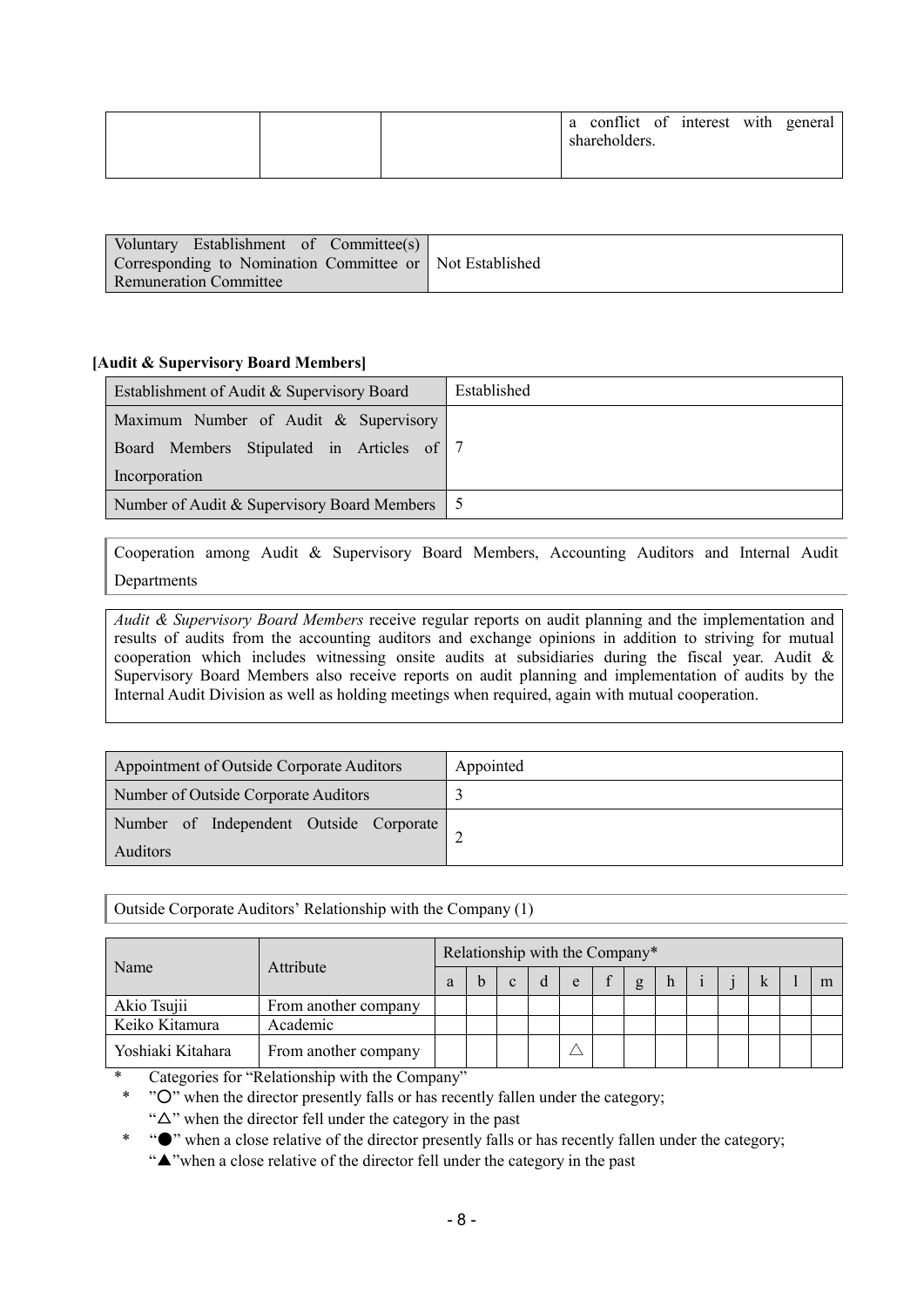| | | | a conflict of interest with general shareholders. |
|---|---|---|---|

| Voluntary Establishment of Committee(s) Corresponding to Nomination Committee or Remuneration Committee | Not Established |
|---|---|

**[Audit & Supervisory Board Members]**

| Establishment of Audit & Supervisory Board | Established |
|---|---|
| Maximum Number of Audit & Supervisory Board Members Stipulated in Articles of Incorporation | 7 |
| Number of Audit & Supervisory Board Members | 5 |

Cooperation among Audit & Supervisory Board Members, Accounting Auditors and Internal Audit Departments

*Audit & Supervisory Board Members* receive regular reports on audit planning and the implementation and results of audits from the accounting auditors and exchange opinions in addition to striving for mutual cooperation which includes witnessing onsite audits at subsidiaries during the fiscal year. Audit & Supervisory Board Members also receive reports on audit planning and implementation of audits by the Internal Audit Division as well as holding meetings when required, again with mutual cooperation.

| Appointment of Outside Corporate Auditors | Appointed |
|---|---|
| Number of Outside Corporate Auditors | 3 |
| Number of Independent Outside Corporate Auditors | 2 |

Outside Corporate Auditors' Relationship with the Company (1)

| Name | Attribute | Relationship with the Company* | | | | | | | | | | | | |
|---|---|---|---|---|---|---|---|---|---|---|---|---|---|---|
| | | a | b | c | d | e | f | g | h | i | j | k | l | m |
| Akio Tsujii | From another company | | | | | | | | | | | | | |
| Keiko Kitamura | Academic | | | | | | | | | | | | | |
| Yoshiaki Kitahara | From another company | | | | | △ | | | | | | | | |

\* Categories for "Relationship with the Company"

\* "○" when the director presently falls or has recently fallen under the category;
"△" when the director fell under the category in the past

\* "●" when a close relative of the director presently falls or has recently fallen under the category;
"▲"when a close relative of the director fell under the category in the past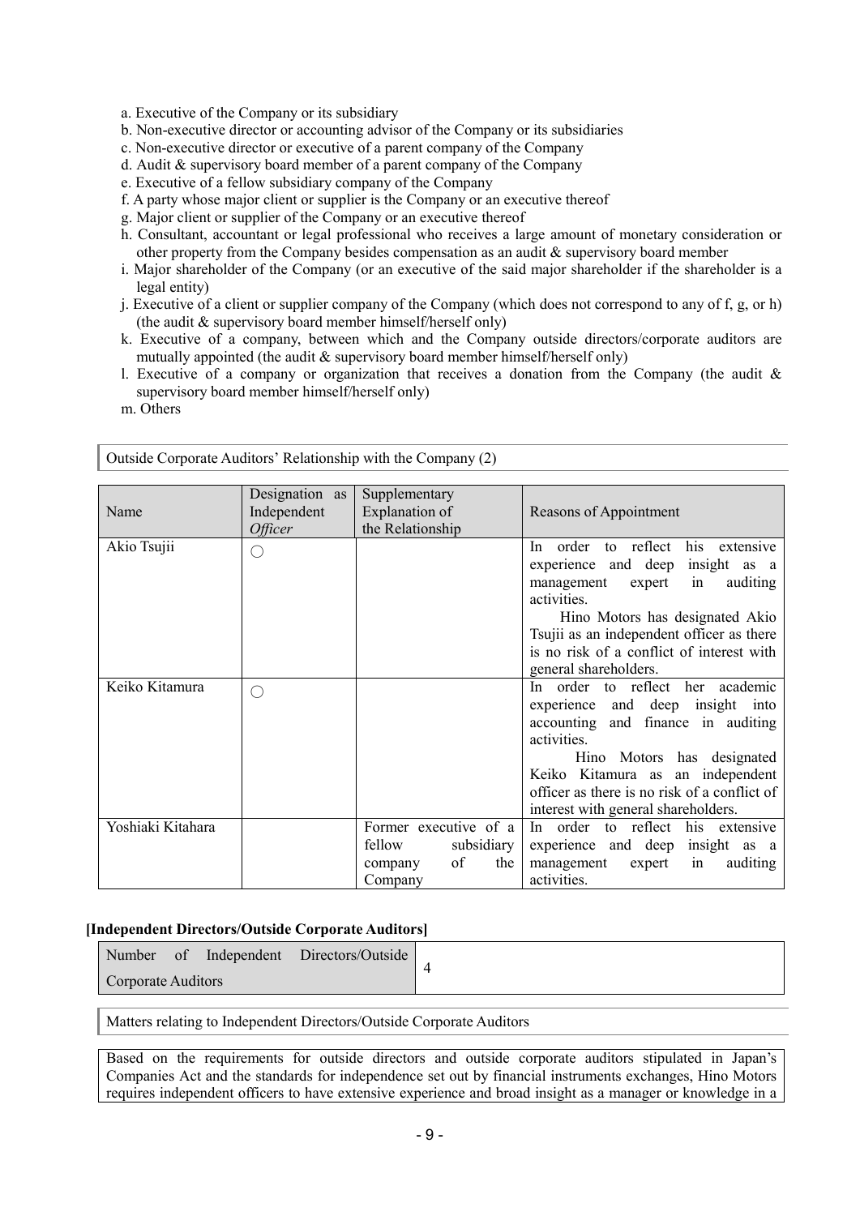a. Executive of the Company or its subsidiary
b. Non-executive director or accounting advisor of the Company or its subsidiaries
c. Non-executive director or executive of a parent company of the Company
d. Audit & supervisory board member of a parent company of the Company
e. Executive of a fellow subsidiary company of the Company
f. A party whose major client or supplier is the Company or an executive thereof
g. Major client or supplier of the Company or an executive thereof
h. Consultant, accountant or legal professional who receives a large amount of monetary consideration or other property from the Company besides compensation as an audit & supervisory board member
i. Major shareholder of the Company (or an executive of the said major shareholder if the shareholder is a legal entity)
j. Executive of a client or supplier company of the Company (which does not correspond to any of f, g, or h) (the audit & supervisory board member himself/herself only)
k. Executive of a company, between which and the Company outside directors/corporate auditors are mutually appointed (the audit & supervisory board member himself/herself only)
l. Executive of a company or organization that receives a donation from the Company (the audit & supervisory board member himself/herself only)
m. Others

Outside Corporate Auditors' Relationship with the Company (2)

| Name | Designation as Independent *Officer* | Supplementary Explanation of the Relationship | Reasons of Appointment |
|---|---|---|---|
| Akio Tsujii | ○ | | In order to reflect his extensive experience and deep insight as a management expert in auditing activities. Hino Motors has designated Akio Tsujii as an independent officer as there is no risk of a conflict of interest with general shareholders. |
| Keiko Kitamura | ○ | | In order to reflect her academic experience and deep insight into accounting and finance in auditing activities. Hino Motors has designated Keiko Kitamura as an independent officer as there is no risk of a conflict of interest with general shareholders. |
| Yoshiaki Kitahara | | Former executive of a fellow subsidiary company of the Company | In order to reflect his extensive experience and deep insight as a management expert in auditing activities. |

**[Independent Directors/Outside Corporate Auditors]**

| Number of Independent Directors/Outside Corporate Auditors | 4 |
|---|---|

Matters relating to Independent Directors/Outside Corporate Auditors

Based on the requirements for outside directors and outside corporate auditors stipulated in Japan's Companies Act and the standards for independence set out by financial instruments exchanges, Hino Motors requires independent officers to have extensive experience and broad insight as a manager or knowledge in a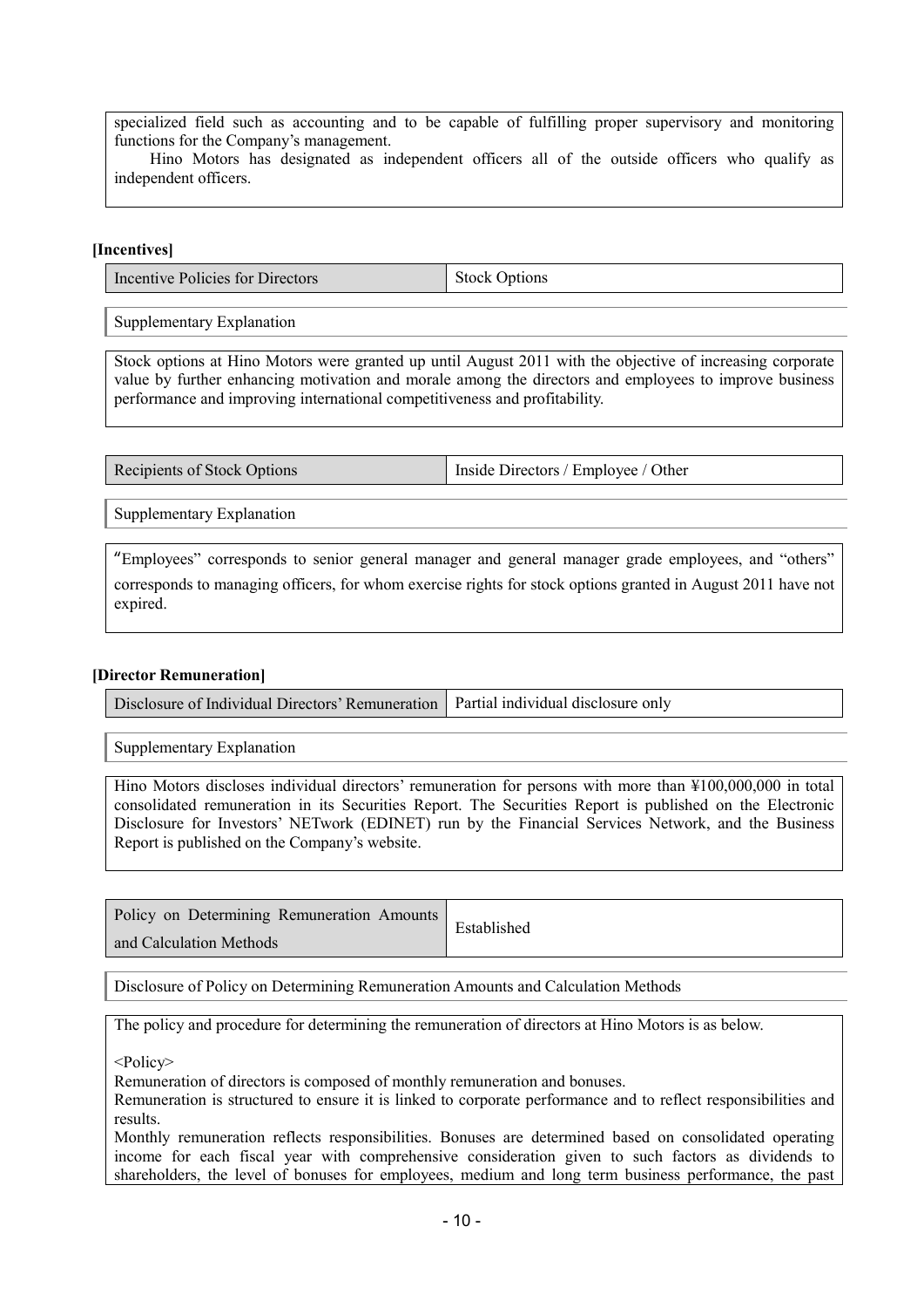specialized field such as accounting and to be capable of fulfilling proper supervisory and monitoring functions for the Company's management.

Hino Motors has designated as independent officers all of the outside officers who qualify as independent officers.

**[Incentives]**

| Incentive Policies for Directors | Stock Options |
|---|---|

Supplementary Explanation

Stock options at Hino Motors were granted up until August 2011 with the objective of increasing corporate value by further enhancing motivation and morale among the directors and employees to improve business performance and improving international competitiveness and profitability.

| Recipients of Stock Options | Inside Directors / Employee / Other |
|---|---|

Supplementary Explanation

"Employees" corresponds to senior general manager and general manager grade employees, and "others" corresponds to managing officers, for whom exercise rights for stock options granted in August 2011 have not expired.

**[Director Remuneration]**

| Disclosure of Individual Directors' Remuneration | Partial individual disclosure only |
|---|---|

Supplementary Explanation

Hino Motors discloses individual directors' remuneration for persons with more than ¥100,000,000 in total consolidated remuneration in its Securities Report. The Securities Report is published on the Electronic Disclosure for Investors' NETwork (EDINET) run by the Financial Services Network, and the Business Report is published on the Company's website.

| Policy on Determining Remuneration Amounts and Calculation Methods | Established |
|---|---|

Disclosure of Policy on Determining Remuneration Amounts and Calculation Methods

The policy and procedure for determining the remuneration of directors at Hino Motors is as below.

<Policy>

Remuneration of directors is composed of monthly remuneration and bonuses.

Remuneration is structured to ensure it is linked to corporate performance and to reflect responsibilities and results.

Monthly remuneration reflects responsibilities. Bonuses are determined based on consolidated operating income for each fiscal year with comprehensive consideration given to such factors as dividends to shareholders, the level of bonuses for employees, medium and long term business performance, the past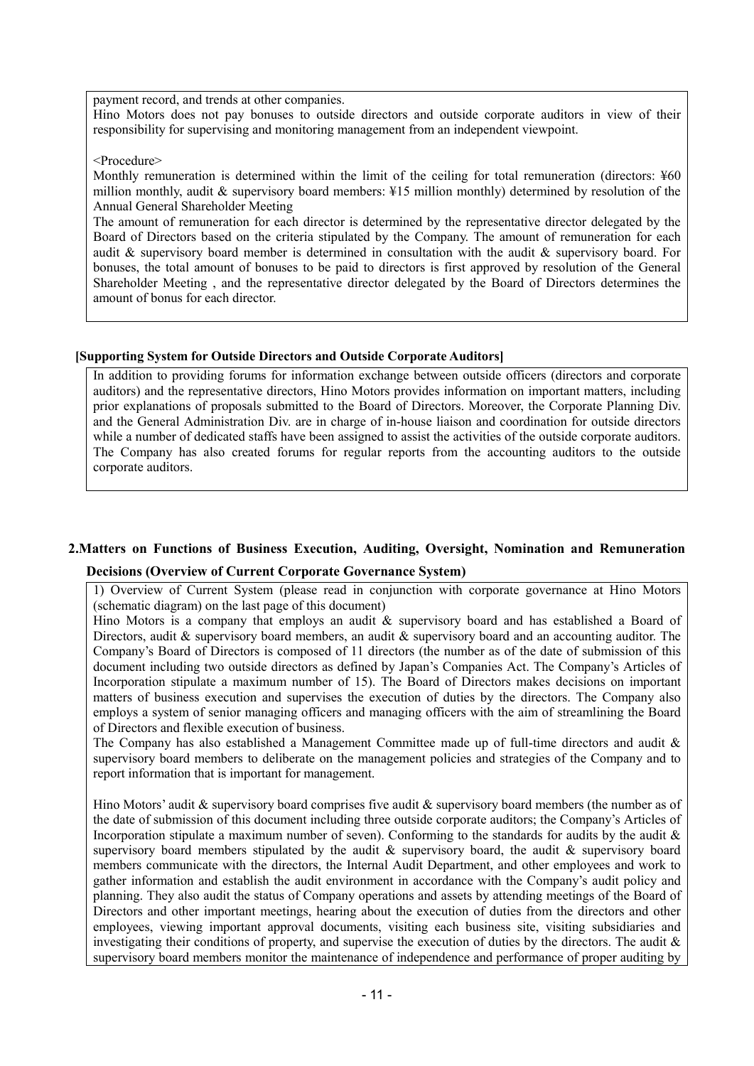payment record, and trends at other companies.

Hino Motors does not pay bonuses to outside directors and outside corporate auditors in view of their responsibility for supervising and monitoring management from an independent viewpoint.

<Procedure>

Monthly remuneration is determined within the limit of the ceiling for total remuneration (directors: ¥60 million monthly, audit & supervisory board members: ¥15 million monthly) determined by resolution of the Annual General Shareholder Meeting

The amount of remuneration for each director is determined by the representative director delegated by the Board of Directors based on the criteria stipulated by the Company. The amount of remuneration for each audit & supervisory board member is determined in consultation with the audit & supervisory board. For bonuses, the total amount of bonuses to be paid to directors is first approved by resolution of the General Shareholder Meeting , and the representative director delegated by the Board of Directors determines the amount of bonus for each director.

**[Supporting System for Outside Directors and Outside Corporate Auditors]**

In addition to providing forums for information exchange between outside officers (directors and corporate auditors) and the representative directors, Hino Motors provides information on important matters, including prior explanations of proposals submitted to the Board of Directors. Moreover, the Corporate Planning Div. and the General Administration Div. are in charge of in-house liaison and coordination for outside directors while a number of dedicated staffs have been assigned to assist the activities of the outside corporate auditors. The Company has also created forums for regular reports from the accounting auditors to the outside corporate auditors.

## 2.Matters on Functions of Business Execution, Auditing, Oversight, Nomination and Remuneration Decisions (Overview of Current Corporate Governance System)

1) Overview of Current System (please read in conjunction with corporate governance at Hino Motors (schematic diagram) on the last page of this document)

Hino Motors is a company that employs an audit & supervisory board and has established a Board of Directors, audit & supervisory board members, an audit & supervisory board and an accounting auditor. The Company's Board of Directors is composed of 11 directors (the number as of the date of submission of this document including two outside directors as defined by Japan's Companies Act. The Company's Articles of Incorporation stipulate a maximum number of 15). The Board of Directors makes decisions on important matters of business execution and supervises the execution of duties by the directors. The Company also employs a system of senior managing officers and managing officers with the aim of streamlining the Board of Directors and flexible execution of business.

The Company has also established a Management Committee made up of full-time directors and audit & supervisory board members to deliberate on the management policies and strategies of the Company and to report information that is important for management.

Hino Motors' audit & supervisory board comprises five audit & supervisory board members (the number as of the date of submission of this document including three outside corporate auditors; the Company's Articles of Incorporation stipulate a maximum number of seven). Conforming to the standards for audits by the audit & supervisory board members stipulated by the audit & supervisory board, the audit & supervisory board members communicate with the directors, the Internal Audit Department, and other employees and work to gather information and establish the audit environment in accordance with the Company's audit policy and planning. They also audit the status of Company operations and assets by attending meetings of the Board of Directors and other important meetings, hearing about the execution of duties from the directors and other employees, viewing important approval documents, visiting each business site, visiting subsidiaries and investigating their conditions of property, and supervise the execution of duties by the directors. The audit & supervisory board members monitor the maintenance of independence and performance of proper auditing by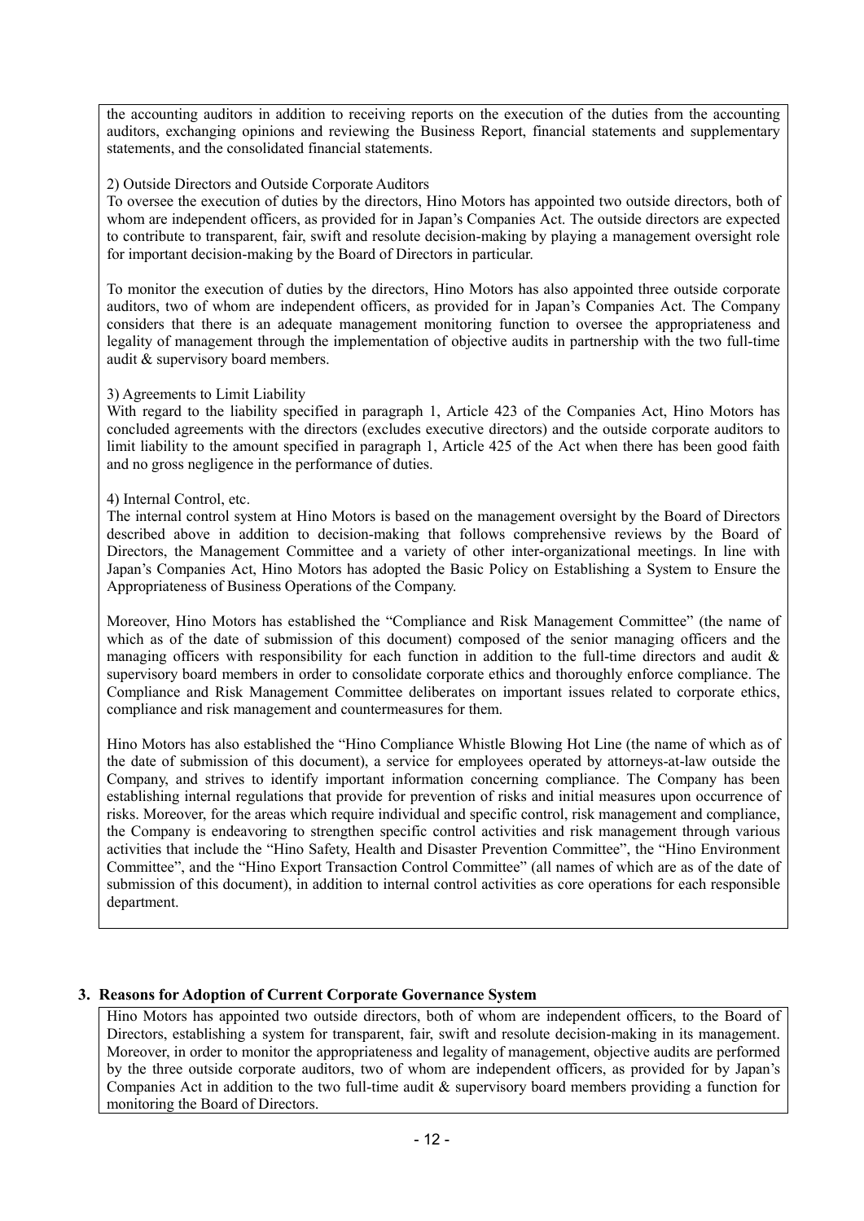the accounting auditors in addition to receiving reports on the execution of the duties from the accounting auditors, exchanging opinions and reviewing the Business Report, financial statements and supplementary statements, and the consolidated financial statements.

2) Outside Directors and Outside Corporate Auditors

To oversee the execution of duties by the directors, Hino Motors has appointed two outside directors, both of whom are independent officers, as provided for in Japan's Companies Act. The outside directors are expected to contribute to transparent, fair, swift and resolute decision-making by playing a management oversight role for important decision-making by the Board of Directors in particular.

To monitor the execution of duties by the directors, Hino Motors has also appointed three outside corporate auditors, two of whom are independent officers, as provided for in Japan's Companies Act. The Company considers that there is an adequate management monitoring function to oversee the appropriateness and legality of management through the implementation of objective audits in partnership with the two full-time audit & supervisory board members.

3) Agreements to Limit Liability

With regard to the liability specified in paragraph 1, Article 423 of the Companies Act, Hino Motors has concluded agreements with the directors (excludes executive directors) and the outside corporate auditors to limit liability to the amount specified in paragraph 1, Article 425 of the Act when there has been good faith and no gross negligence in the performance of duties.

4) Internal Control, etc.

The internal control system at Hino Motors is based on the management oversight by the Board of Directors described above in addition to decision-making that follows comprehensive reviews by the Board of Directors, the Management Committee and a variety of other inter-organizational meetings. In line with Japan's Companies Act, Hino Motors has adopted the Basic Policy on Establishing a System to Ensure the Appropriateness of Business Operations of the Company.

Moreover, Hino Motors has established the "Compliance and Risk Management Committee" (the name of which as of the date of submission of this document) composed of the senior managing officers and the managing officers with responsibility for each function in addition to the full-time directors and audit & supervisory board members in order to consolidate corporate ethics and thoroughly enforce compliance. The Compliance and Risk Management Committee deliberates on important issues related to corporate ethics, compliance and risk management and countermeasures for them.

Hino Motors has also established the "Hino Compliance Whistle Blowing Hot Line (the name of which as of the date of submission of this document), a service for employees operated by attorneys-at-law outside the Company, and strives to identify important information concerning compliance. The Company has been establishing internal regulations that provide for prevention of risks and initial measures upon occurrence of risks. Moreover, for the areas which require individual and specific control, risk management and compliance, the Company is endeavoring to strengthen specific control activities and risk management through various activities that include the "Hino Safety, Health and Disaster Prevention Committee", the "Hino Environment Committee", and the "Hino Export Transaction Control Committee" (all names of which are as of the date of submission of this document), in addition to internal control activities as core operations for each responsible department.

## 3. Reasons for Adoption of Current Corporate Governance System

Hino Motors has appointed two outside directors, both of whom are independent officers, to the Board of Directors, establishing a system for transparent, fair, swift and resolute decision-making in its management. Moreover, in order to monitor the appropriateness and legality of management, objective audits are performed by the three outside corporate auditors, two of whom are independent officers, as provided for by Japan's Companies Act in addition to the two full-time audit & supervisory board members providing a function for monitoring the Board of Directors.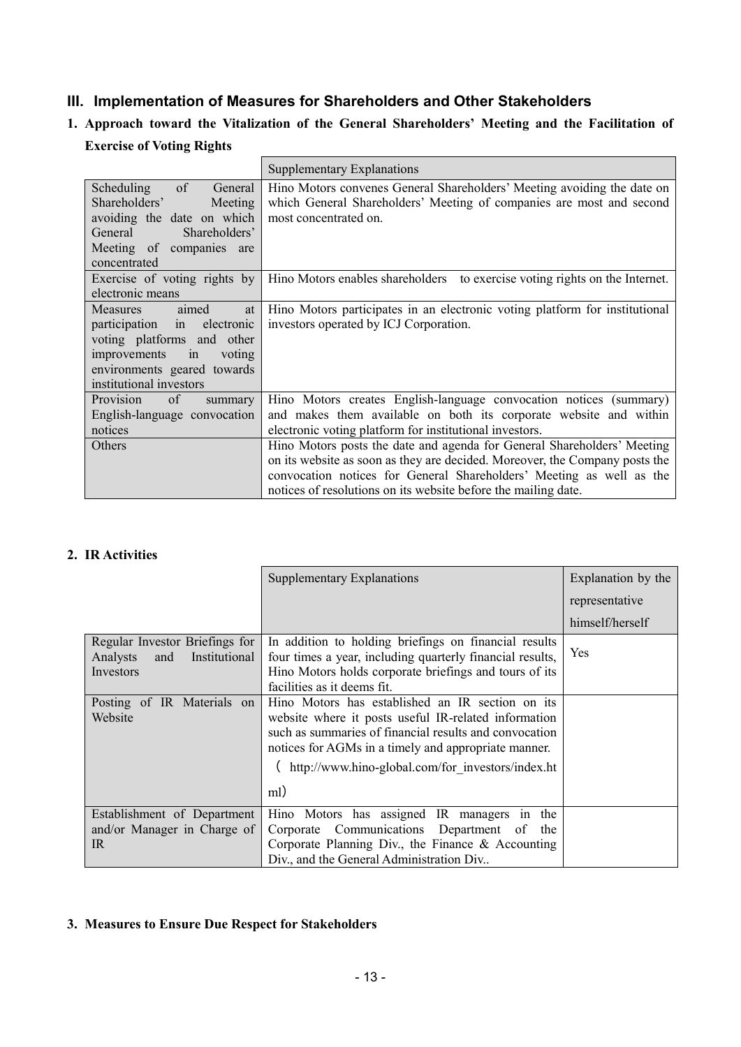## III. Implementation of Measures for Shareholders and Other Stakeholders

### 1. Approach toward the Vitalization of the General Shareholders' Meeting and the Facilitation of Exercise of Voting Rights

| | Supplementary Explanations |
|---|---|
| Scheduling of General Shareholders' Meeting avoiding the date on which General Shareholders' Meeting of companies are concentrated | Hino Motors convenes General Shareholders' Meeting avoiding the date on which General Shareholders' Meeting of companies are most and second most concentrated on. |
| Exercise of voting rights by electronic means | Hino Motors enables shareholders to exercise voting rights on the Internet. |
| Measures aimed at participation in electronic voting platforms and other improvements in voting environments geared towards institutional investors | Hino Motors participates in an electronic voting platform for institutional investors operated by ICJ Corporation. |
| Provision of summary English-language convocation notices | Hino Motors creates English-language convocation notices (summary) and makes them available on both its corporate website and within electronic voting platform for institutional investors. |
| Others | Hino Motors posts the date and agenda for General Shareholders' Meeting on its website as soon as they are decided. Moreover, the Company posts the convocation notices for General Shareholders' Meeting as well as the notices of resolutions on its website before the mailing date. |

### 2. IR Activities

| | Supplementary Explanations | Explanation by the representative himself/herself |
|---|---|---|
| Regular Investor Briefings for Analysts and Institutional Investors | In addition to holding briefings on financial results four times a year, including quarterly financial results, Hino Motors holds corporate briefings and tours of its facilities as it deems fit. | Yes |
| Posting of IR Materials on Website | Hino Motors has established an IR section on its website where it posts useful IR-related information such as summaries of financial results and convocation notices for AGMs in a timely and appropriate manner. ( http://www.hino-global.com/for_investors/index.html) | |
| Establishment of Department and/or Manager in Charge of IR | Hino Motors has assigned IR managers in the Corporate Communications Department of the Corporate Planning Div., the Finance & Accounting Div., and the General Administration Div.. | |

### 3. Measures to Ensure Due Respect for Stakeholders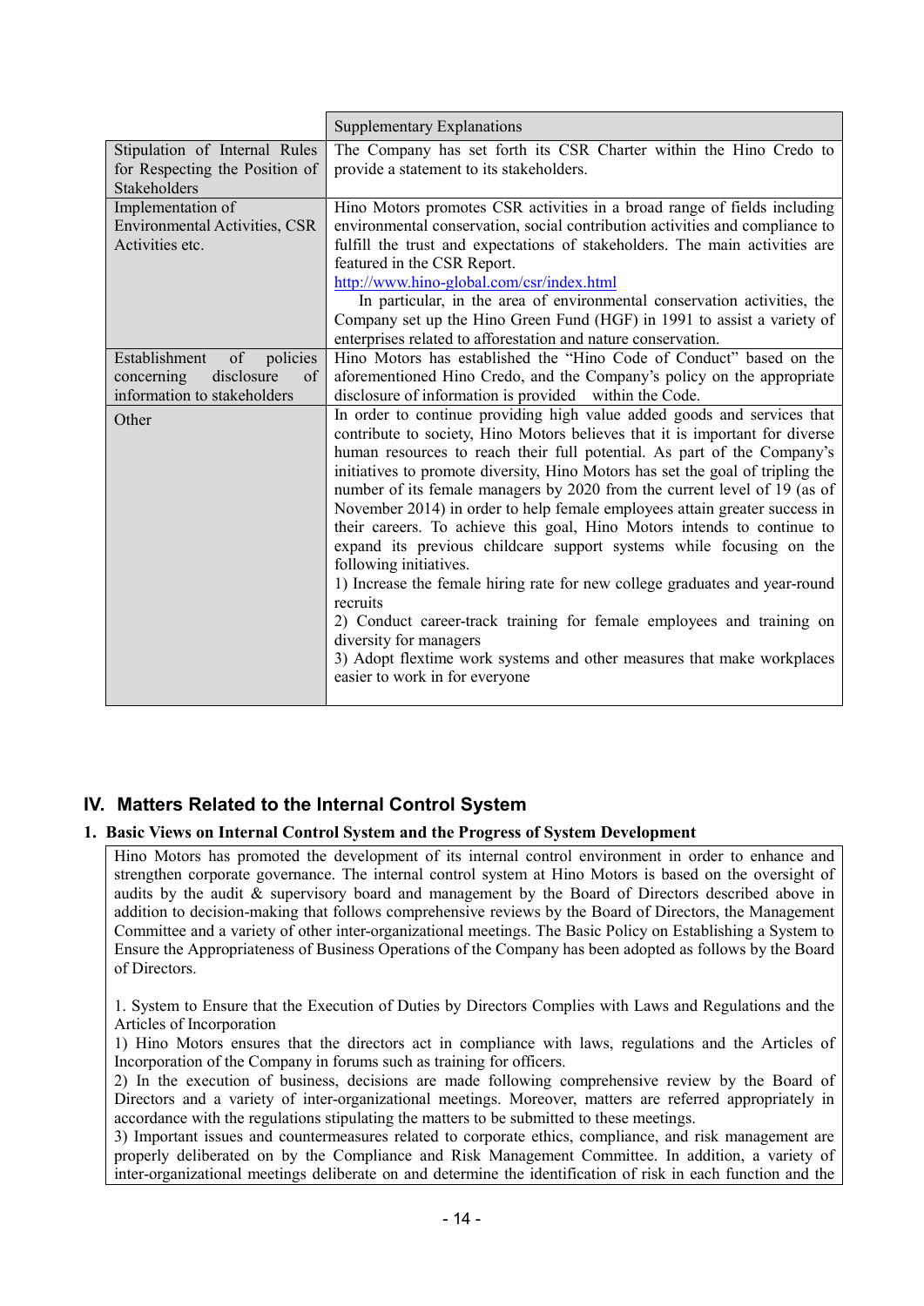| | Supplementary Explanations |
|---|---|
| Stipulation of Internal Rules for Respecting the Position of Stakeholders | The Company has set forth its CSR Charter within the Hino Credo to provide a statement to its stakeholders. |
| Implementation of Environmental Activities, CSR Activities etc. | Hino Motors promotes CSR activities in a broad range of fields including environmental conservation, social contribution activities and compliance to fulfill the trust and expectations of stakeholders. The main activities are featured in the CSR Report.<br>http://www.hino-global.com/csr/index.html<br>In particular, in the area of environmental conservation activities, the Company set up the Hino Green Fund (HGF) in 1991 to assist a variety of enterprises related to afforestation and nature conservation. |
| Establishment of policies concerning disclosure of information to stakeholders | Hino Motors has established the "Hino Code of Conduct" based on the aforementioned Hino Credo, and the Company's policy on the appropriate disclosure of information is provided within the Code. |
| Other | In order to continue providing high value added goods and services that contribute to society, Hino Motors believes that it is important for diverse human resources to reach their full potential. As part of the Company's initiatives to promote diversity, Hino Motors has set the goal of tripling the number of its female managers by 2020 from the current level of 19 (as of November 2014) in order to help female employees attain greater success in their careers. To achieve this goal, Hino Motors intends to continue to expand its previous childcare support systems while focusing on the following initiatives.<br>1) Increase the female hiring rate for new college graduates and year-round recruits<br>2) Conduct career-track training for female employees and training on diversity for managers<br>3) Adopt flextime work systems and other measures that make workplaces easier to work in for everyone |

## IV. Matters Related to the Internal Control System

### 1. Basic Views on Internal Control System and the Progress of System Development

Hino Motors has promoted the development of its internal control environment in order to enhance and strengthen corporate governance. The internal control system at Hino Motors is based on the oversight of audits by the audit & supervisory board and management by the Board of Directors described above in addition to decision-making that follows comprehensive reviews by the Board of Directors, the Management Committee and a variety of other inter-organizational meetings. The Basic Policy on Establishing a System to Ensure the Appropriateness of Business Operations of the Company has been adopted as follows by the Board of Directors.

1. System to Ensure that the Execution of Duties by Directors Complies with Laws and Regulations and the Articles of Incorporation

1) Hino Motors ensures that the directors act in compliance with laws, regulations and the Articles of Incorporation of the Company in forums such as training for officers.

2) In the execution of business, decisions are made following comprehensive review by the Board of Directors and a variety of inter-organizational meetings. Moreover, matters are referred appropriately in accordance with the regulations stipulating the matters to be submitted to these meetings.

3) Important issues and countermeasures related to corporate ethics, compliance, and risk management are properly deliberated on by the Compliance and Risk Management Committee. In addition, a variety of inter-organizational meetings deliberate on and determine the identification of risk in each function and the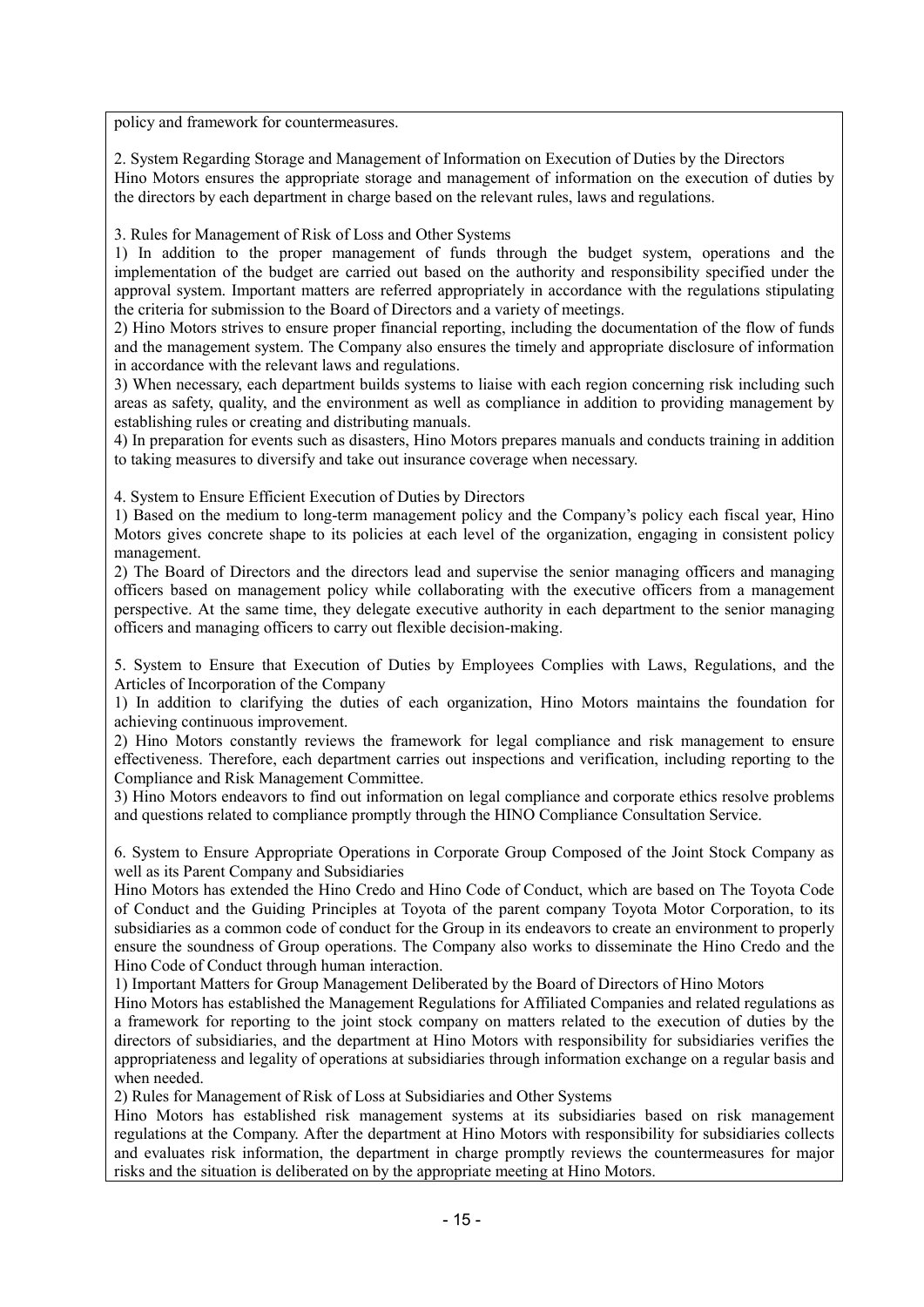policy and framework for countermeasures.

2. System Regarding Storage and Management of Information on Execution of Duties by the Directors
Hino Motors ensures the appropriate storage and management of information on the execution of duties by the directors by each department in charge based on the relevant rules, laws and regulations.

3. Rules for Management of Risk of Loss and Other Systems
1) In addition to the proper management of funds through the budget system, operations and the implementation of the budget are carried out based on the authority and responsibility specified under the approval system. Important matters are referred appropriately in accordance with the regulations stipulating the criteria for submission to the Board of Directors and a variety of meetings.
2) Hino Motors strives to ensure proper financial reporting, including the documentation of the flow of funds and the management system. The Company also ensures the timely and appropriate disclosure of information in accordance with the relevant laws and regulations.
3) When necessary, each department builds systems to liaise with each region concerning risk including such areas as safety, quality, and the environment as well as compliance in addition to providing management by establishing rules or creating and distributing manuals.
4) In preparation for events such as disasters, Hino Motors prepares manuals and conducts training in addition to taking measures to diversify and take out insurance coverage when necessary.

4. System to Ensure Efficient Execution of Duties by Directors
1) Based on the medium to long-term management policy and the Company's policy each fiscal year, Hino Motors gives concrete shape to its policies at each level of the organization, engaging in consistent policy management.
2) The Board of Directors and the directors lead and supervise the senior managing officers and managing officers based on management policy while collaborating with the executive officers from a management perspective. At the same time, they delegate executive authority in each department to the senior managing officers and managing officers to carry out flexible decision-making.

5. System to Ensure that Execution of Duties by Employees Complies with Laws, Regulations, and the Articles of Incorporation of the Company
1) In addition to clarifying the duties of each organization, Hino Motors maintains the foundation for achieving continuous improvement.
2) Hino Motors constantly reviews the framework for legal compliance and risk management to ensure effectiveness. Therefore, each department carries out inspections and verification, including reporting to the Compliance and Risk Management Committee.
3) Hino Motors endeavors to find out information on legal compliance and corporate ethics resolve problems and questions related to compliance promptly through the HINO Compliance Consultation Service.

6. System to Ensure Appropriate Operations in Corporate Group Composed of the Joint Stock Company as well as its Parent Company and Subsidiaries
Hino Motors has extended the Hino Credo and Hino Code of Conduct, which are based on The Toyota Code of Conduct and the Guiding Principles at Toyota of the parent company Toyota Motor Corporation, to its subsidiaries as a common code of conduct for the Group in its endeavors to create an environment to properly ensure the soundness of Group operations. The Company also works to disseminate the Hino Credo and the Hino Code of Conduct through human interaction.
1) Important Matters for Group Management Deliberated by the Board of Directors of Hino Motors
Hino Motors has established the Management Regulations for Affiliated Companies and related regulations as a framework for reporting to the joint stock company on matters related to the execution of duties by the directors of subsidiaries, and the department at Hino Motors with responsibility for subsidiaries verifies the appropriateness and legality of operations at subsidiaries through information exchange on a regular basis and when needed.
2) Rules for Management of Risk of Loss at Subsidiaries and Other Systems
Hino Motors has established risk management systems at its subsidiaries based on risk management regulations at the Company. After the department at Hino Motors with responsibility for subsidiaries collects and evaluates risk information, the department in charge promptly reviews the countermeasures for major risks and the situation is deliberated on by the appropriate meeting at Hino Motors.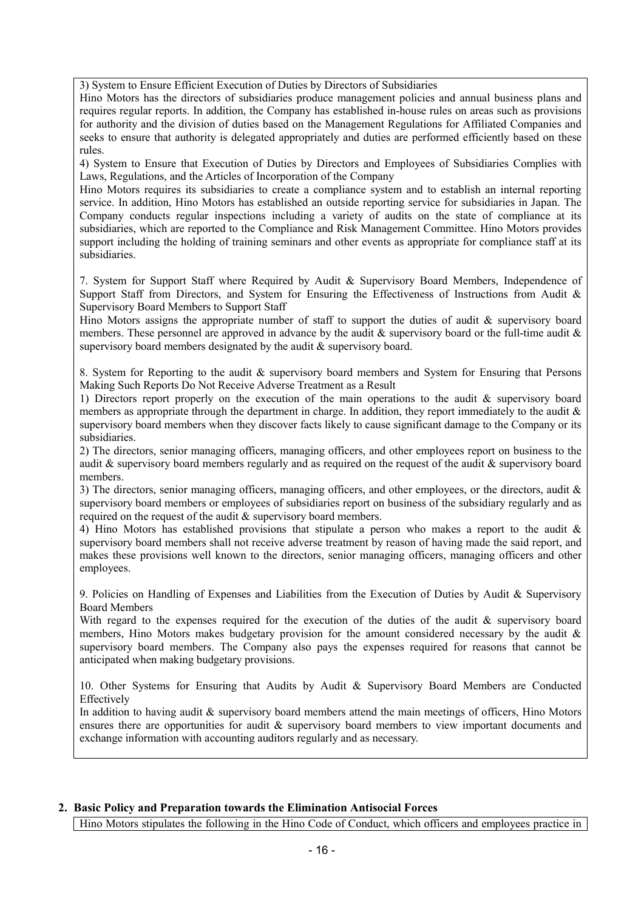3) System to Ensure Efficient Execution of Duties by Directors of Subsidiaries

Hino Motors has the directors of subsidiaries produce management policies and annual business plans and requires regular reports. In addition, the Company has established in-house rules on areas such as provisions for authority and the division of duties based on the Management Regulations for Affiliated Companies and seeks to ensure that authority is delegated appropriately and duties are performed efficiently based on these rules.

4) System to Ensure that Execution of Duties by Directors and Employees of Subsidiaries Complies with Laws, Regulations, and the Articles of Incorporation of the Company

Hino Motors requires its subsidiaries to create a compliance system and to establish an internal reporting service. In addition, Hino Motors has established an outside reporting service for subsidiaries in Japan. The Company conducts regular inspections including a variety of audits on the state of compliance at its subsidiaries, which are reported to the Compliance and Risk Management Committee. Hino Motors provides support including the holding of training seminars and other events as appropriate for compliance staff at its subsidiaries.

7. System for Support Staff where Required by Audit & Supervisory Board Members, Independence of Support Staff from Directors, and System for Ensuring the Effectiveness of Instructions from Audit & Supervisory Board Members to Support Staff

Hino Motors assigns the appropriate number of staff to support the duties of audit & supervisory board members. These personnel are approved in advance by the audit & supervisory board or the full-time audit & supervisory board members designated by the audit & supervisory board.

8. System for Reporting to the audit & supervisory board members and System for Ensuring that Persons Making Such Reports Do Not Receive Adverse Treatment as a Result

1) Directors report properly on the execution of the main operations to the audit & supervisory board members as appropriate through the department in charge. In addition, they report immediately to the audit & supervisory board members when they discover facts likely to cause significant damage to the Company or its subsidiaries.

2) The directors, senior managing officers, managing officers, and other employees report on business to the audit & supervisory board members regularly and as required on the request of the audit & supervisory board members.

3) The directors, senior managing officers, managing officers, and other employees, or the directors, audit & supervisory board members or employees of subsidiaries report on business of the subsidiary regularly and as required on the request of the audit & supervisory board members.

4) Hino Motors has established provisions that stipulate a person who makes a report to the audit & supervisory board members shall not receive adverse treatment by reason of having made the said report, and makes these provisions well known to the directors, senior managing officers, managing officers and other employees.

9. Policies on Handling of Expenses and Liabilities from the Execution of Duties by Audit & Supervisory Board Members

With regard to the expenses required for the execution of the duties of the audit & supervisory board members, Hino Motors makes budgetary provision for the amount considered necessary by the audit & supervisory board members. The Company also pays the expenses required for reasons that cannot be anticipated when making budgetary provisions.

10. Other Systems for Ensuring that Audits by Audit & Supervisory Board Members are Conducted Effectively

In addition to having audit & supervisory board members attend the main meetings of officers, Hino Motors ensures there are opportunities for audit & supervisory board members to view important documents and exchange information with accounting auditors regularly and as necessary.

## 2. Basic Policy and Preparation towards the Elimination Antisocial Forces

Hino Motors stipulates the following in the Hino Code of Conduct, which officers and employees practice in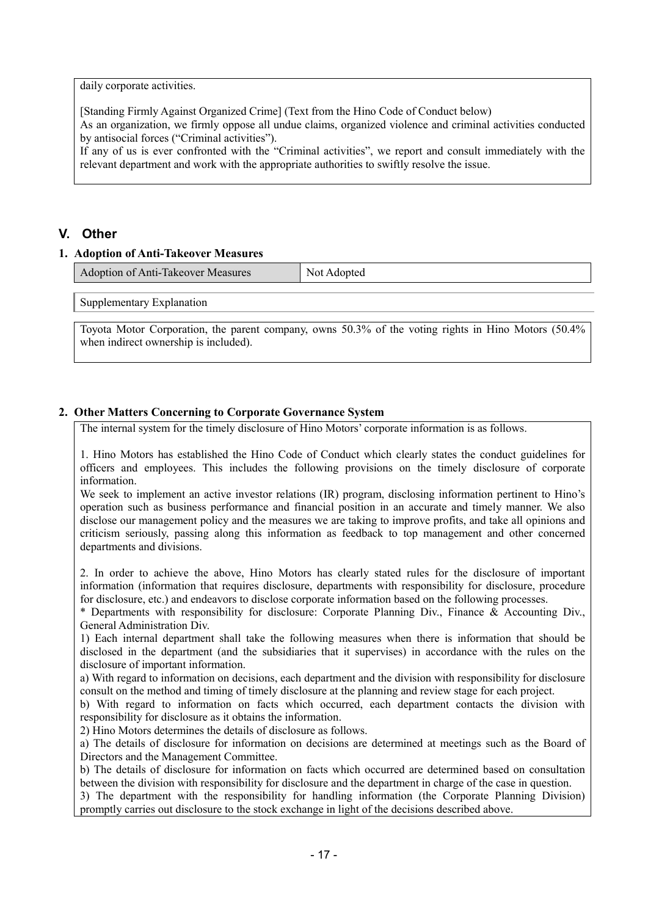daily corporate activities.

[Standing Firmly Against Organized Crime] (Text from the Hino Code of Conduct below)
As an organization, we firmly oppose all undue claims, organized violence and criminal activities conducted by antisocial forces ("Criminal activities").
If any of us is ever confronted with the "Criminal activities", we report and consult immediately with the relevant department and work with the appropriate authorities to swiftly resolve the issue.

## V. Other

### 1. Adoption of Anti-Takeover Measures

| Adoption of Anti-Takeover Measures | Not Adopted |
|---|---|

Supplementary Explanation

Toyota Motor Corporation, the parent company, owns 50.3% of the voting rights in Hino Motors (50.4% when indirect ownership is included).

### 2. Other Matters Concerning to Corporate Governance System

The internal system for the timely disclosure of Hino Motors' corporate information is as follows.

1. Hino Motors has established the Hino Code of Conduct which clearly states the conduct guidelines for officers and employees. This includes the following provisions on the timely disclosure of corporate information.
We seek to implement an active investor relations (IR) program, disclosing information pertinent to Hino's operation such as business performance and financial position in an accurate and timely manner. We also disclose our management policy and the measures we are taking to improve profits, and take all opinions and criticism seriously, passing along this information as feedback to top management and other concerned departments and divisions.

2. In order to achieve the above, Hino Motors has clearly stated rules for the disclosure of important information (information that requires disclosure, departments with responsibility for disclosure, procedure for disclosure, etc.) and endeavors to disclose corporate information based on the following processes.
* Departments with responsibility for disclosure: Corporate Planning Div., Finance & Accounting Div., General Administration Div.
1) Each internal department shall take the following measures when there is information that should be disclosed in the department (and the subsidiaries that it supervises) in accordance with the rules on the disclosure of important information.
a) With regard to information on decisions, each department and the division with responsibility for disclosure consult on the method and timing of timely disclosure at the planning and review stage for each project.
b) With regard to information on facts which occurred, each department contacts the division with responsibility for disclosure as it obtains the information.
2) Hino Motors determines the details of disclosure as follows.
a) The details of disclosure for information on decisions are determined at meetings such as the Board of Directors and the Management Committee.
b) The details of disclosure for information on facts which occurred are determined based on consultation between the division with responsibility for disclosure and the department in charge of the case in question.
3) The department with the responsibility for handling information (the Corporate Planning Division) promptly carries out disclosure to the stock exchange in light of the decisions described above.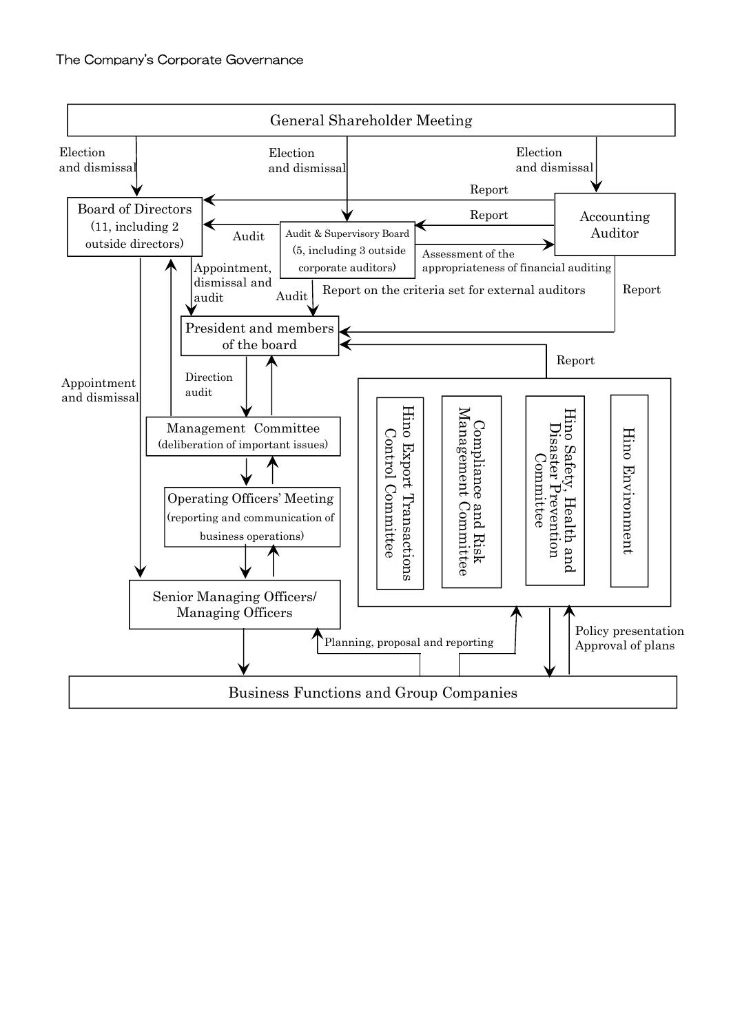The Company's Corporate Governance

General Shareholder Meeting

Election and dismissal

Election and dismissal

Election and dismissal

Report

Board of Directors
(11, including 2 outside directors)

Audit

Audit & Supervisory Board
(5, including 3 outside corporate auditors)

Report

Accounting Auditor

Assessment of the appropriateness of financial auditing

Appointment, dismissal and audit

Audit

Report on the criteria set for external auditors

Report

President and members of the board

Report

Appointment and dismissal

Direction audit

Management Committee
(deliberation of important issues)

Hino Export Transactions Control Committee

Compliance and Risk Management Committee

Hino Safety, Health and Disaster Prevention Committee

Hino Environment

Operating Officers' Meeting
(reporting and communication of business operations)

Senior Managing Officers/ Managing Officers

Planning, proposal and reporting

Policy presentation
Approval of plans

Business Functions and Group Companies